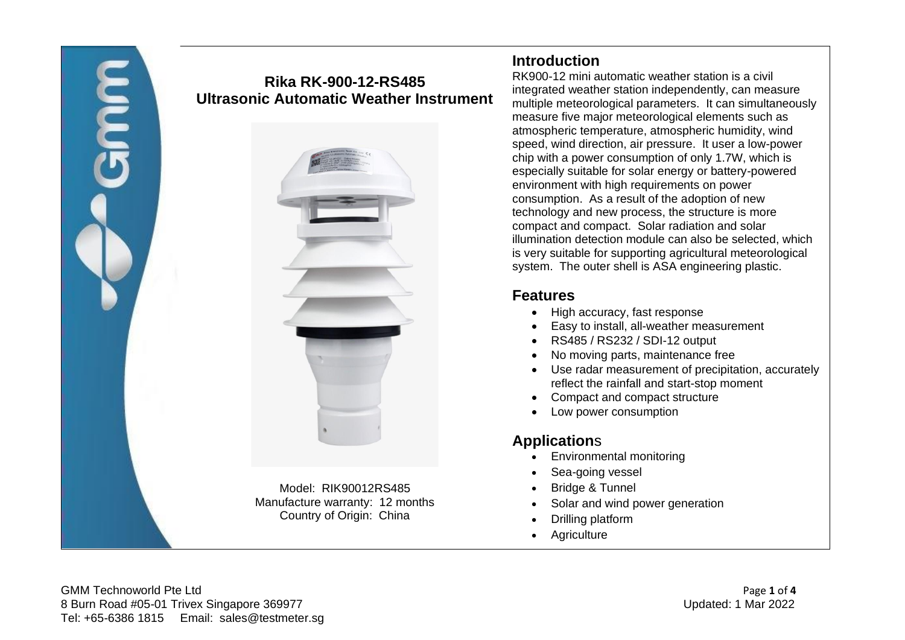# Rika RK-900-12-RS485 Ultrasonic Automatic Weather Instrument

Model: RIK90012RS485
Manufacture warranty: 12 months
Country of Origin: China

## Introduction

RK900-12 mini automatic weather station is a civil integrated weather station independently, can measure multiple meteorological parameters. It can simultaneously measure five major meteorological elements such as atmospheric temperature, atmospheric humidity, wind speed, wind direction, air pressure. It user a low-power chip with a power consumption of only 1.7W, which is especially suitable for solar energy or battery-powered environment with high requirements on power consumption. As a result of the adoption of new technology and new process, the structure is more compact and compact. Solar radiation and solar illumination detection module can also be selected, which is very suitable for supporting agricultural meteorological system. The outer shell is ASA engineering plastic.

## Features

- High accuracy, fast response
- Easy to install, all-weather measurement
- RS485 / RS232 / SDI-12 output
- No moving parts, maintenance free
- Use radar measurement of precipitation, accurately reflect the rainfall and start-stop moment
- Compact and compact structure
- Low power consumption

## Applications

- Environmental monitoring
- Sea-going vessel
- Bridge & Tunnel
- Solar and wind power generation
- Drilling platform
- Agriculture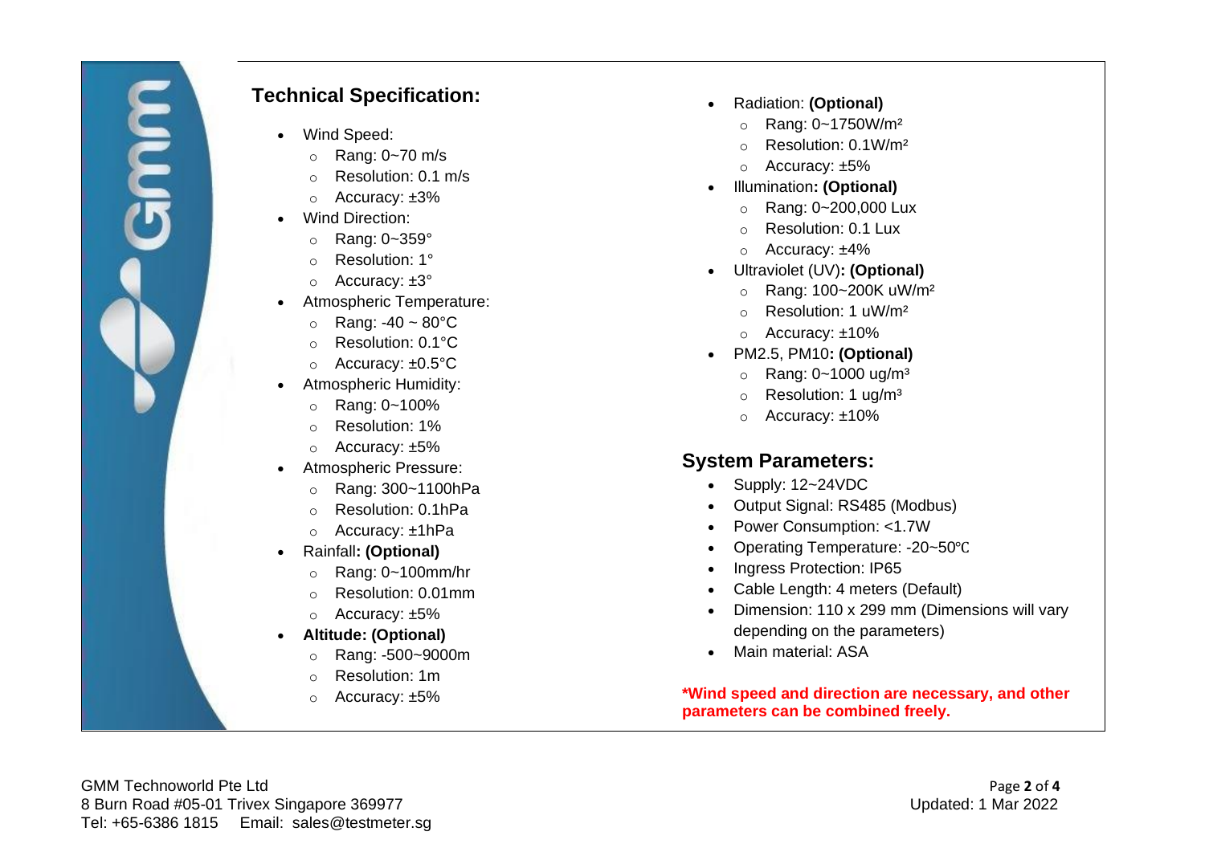## Technical Specification:

- Wind Speed:
  - Rang: 0~70 m/s
  - Resolution: 0.1 m/s
  - Accuracy: ±3%
- Wind Direction:
  - Rang: 0~359°
  - Resolution: 1°
  - Accuracy: ±3°
- Atmospheric Temperature:
  - Rang: -40 ~ 80°C
  - Resolution: 0.1°C
  - Accuracy: ±0.5°C
- Atmospheric Humidity:
  - Rang: 0~100%
  - Resolution: 1%
  - Accuracy: ±5%
- Atmospheric Pressure:
  - Rang: 300~1100hPa
  - Resolution: 0.1hPa
  - Accuracy: ±1hPa
- Rainfall**: (Optional)**
  - Rang: 0~100mm/hr
  - Resolution: 0.01mm
  - Accuracy: ±5%
- **Altitude: (Optional)**
  - Rang: -500~9000m
  - Resolution: 1m
  - Accuracy: ±5%
- Radiation: **(Optional)**
  - Rang: 0~1750W/m²
  - Resolution: 0.1W/m²
  - Accuracy: ±5%
- Illumination**: (Optional)**
  - Rang: 0~200,000 Lux
  - Resolution: 0.1 Lux
  - Accuracy: ±4%
- Ultraviolet (UV)**: (Optional)**
  - Rang: 100~200K uW/m²
  - Resolution: 1 uW/m²
  - Accuracy: ±10%
- PM2.5, PM10**: (Optional)**
  - Rang: 0~1000 ug/m³
  - Resolution: 1 ug/m³
  - Accuracy: ±10%

## System Parameters:

- Supply: 12~24VDC
- Output Signal: RS485 (Modbus)
- Power Consumption: <1.7W
- Operating Temperature: -20~50℃
- Ingress Protection: IP65
- Cable Length: 4 meters (Default)
- Dimension: 110 x 299 mm (Dimensions will vary depending on the parameters)
- Main material: ASA

**\*Wind speed and direction are necessary, and other parameters can be combined freely.**

GMM Technoworld Pte Ltd
8 Burn Road #05-01 Trivex Singapore 369977
Tel: +65-6386 1815 Email: sales@testmeter.sg

Updated: 1 Mar 2022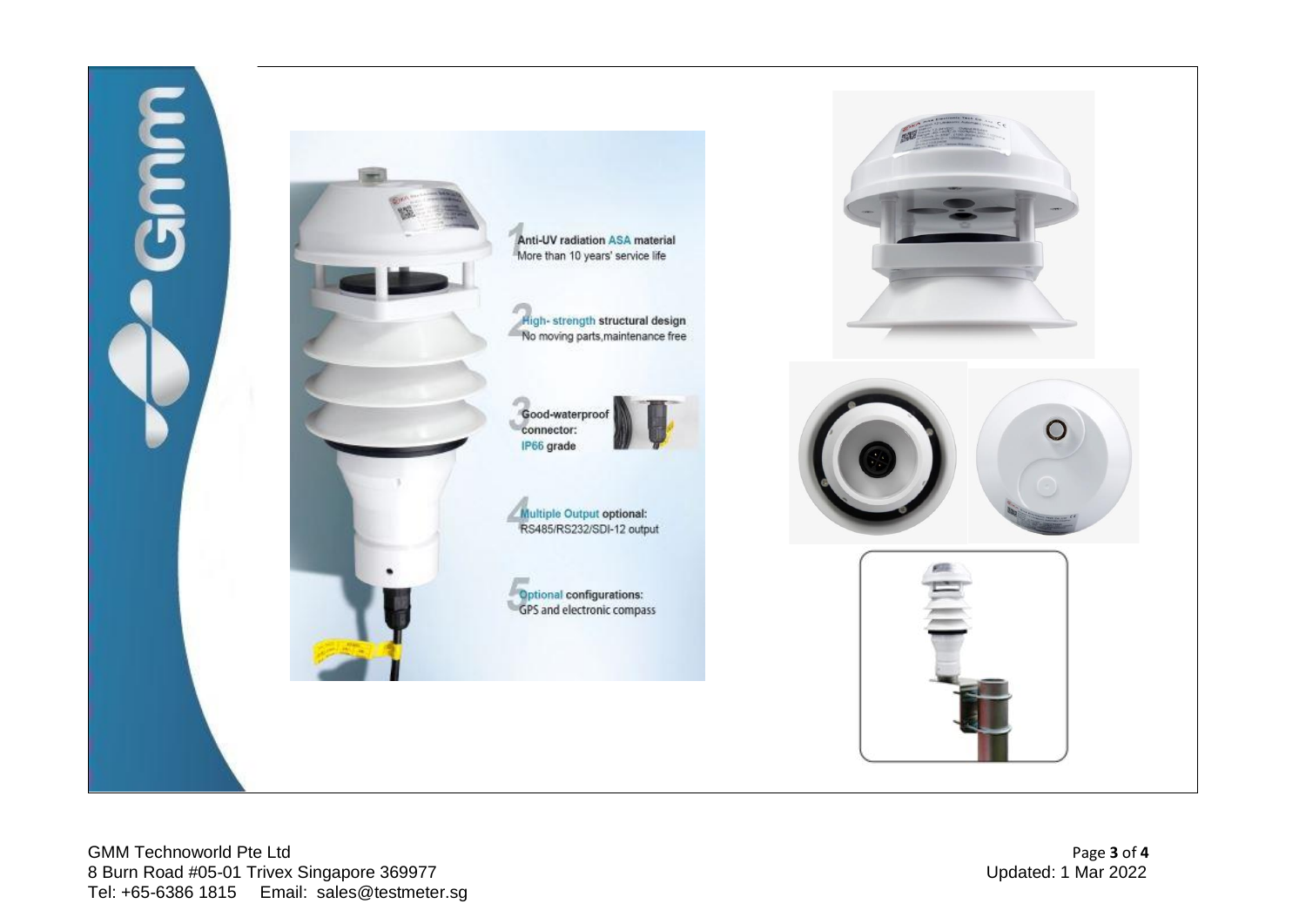1. **Anti-UV radiation ASA material**
   More than 10 years' service life

2. **High- strength structural design**
   No moving parts,maintenance free

3. **Good-waterproof connector: IP66 grade**

4. **Multiple Output optional:**
   RS485/RS232/SDI-12 output

5. **Optional configurations:**
   GPS and electronic compass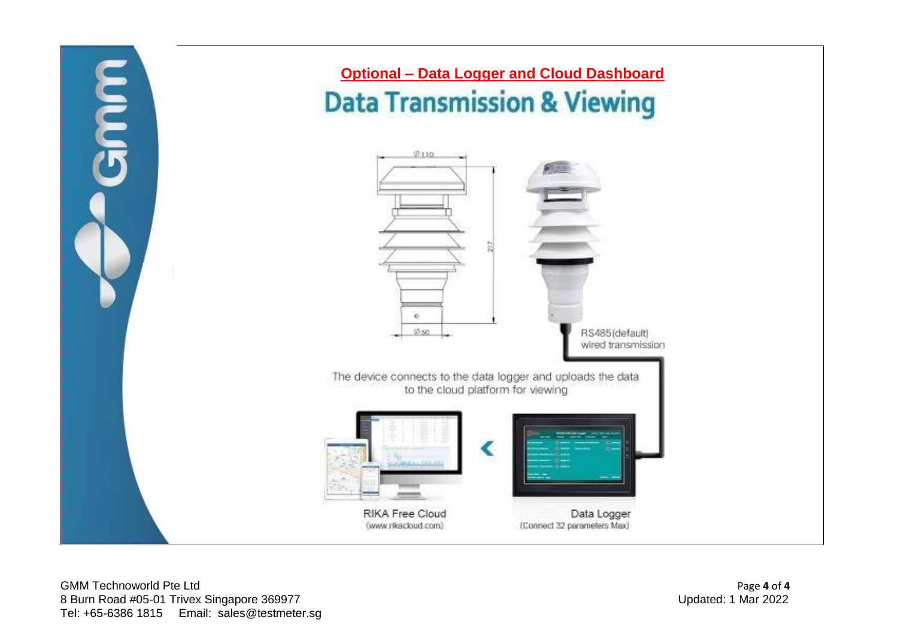## Optional – Data Logger and Cloud Dashboard

# Data Transmission & Viewing

Ø110

217

Ø50

RS485(default) wired transmission

The device connects to the data logger and uploads the data to the cloud platform for viewing

RIKA Free Cloud
(www.rikacloud.com)

Data Logger
(Connect 32 parameters Max)